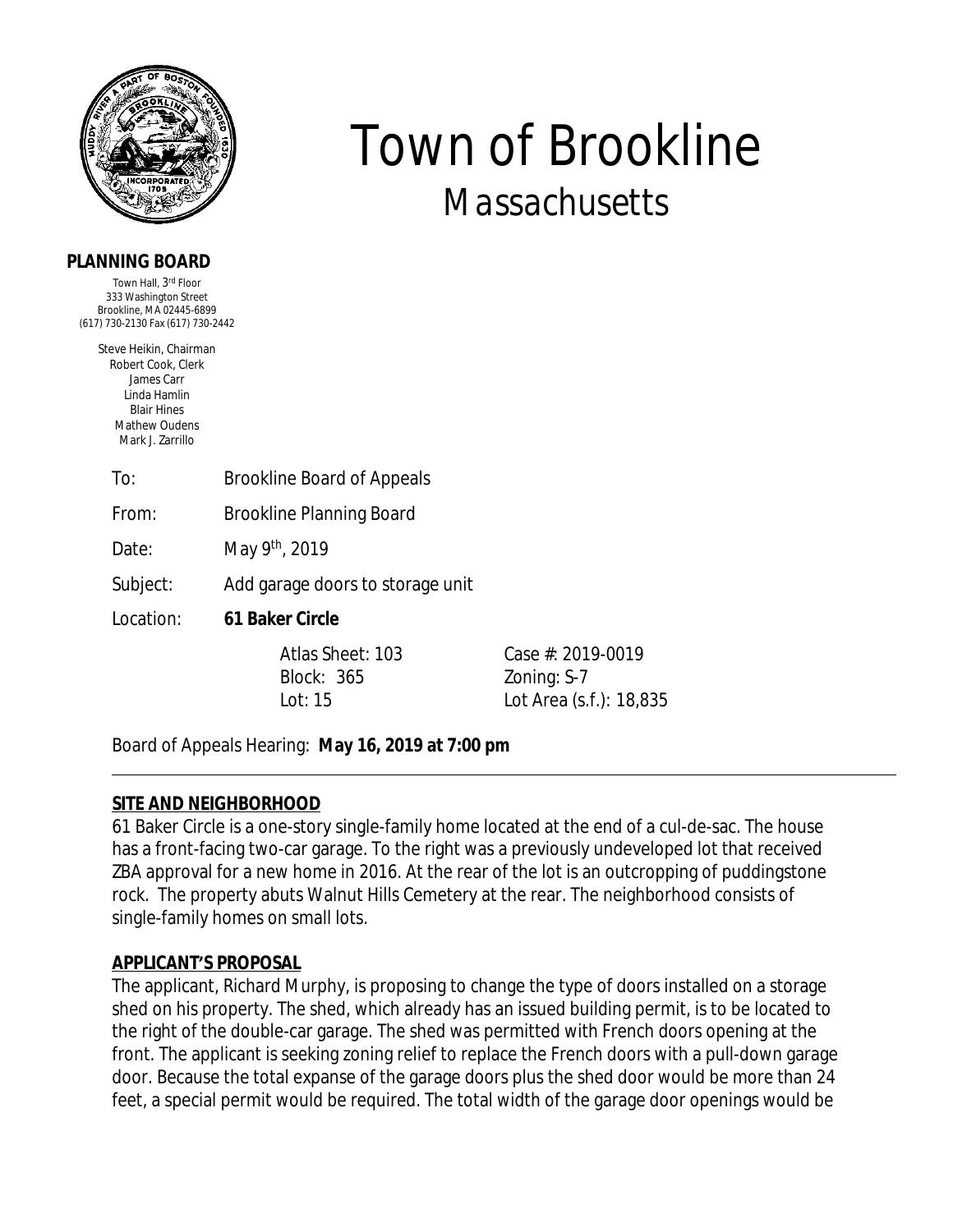# Town of Brookline
## Massachusetts

**PLANNING BOARD**

Town Hall, 3rd Floor
333 Washington Street
Brookline, MA 02445-6899
(617) 730-2130 Fax (617) 730-2442

Steve Heikin, Chairman
Robert Cook, Clerk
James Carr
Linda Hamlin
Blair Hines
Mathew Oudens
Mark J. Zarrillo

| | |
|---|---|
| To: | Brookline Board of Appeals |
| From: | Brookline Planning Board |
| Date: | May 9th, 2019 |
| Subject: | Add garage doors to storage unit |
| Location: | **61 Baker Circle** |

| | |
|---|---|
| Atlas Sheet: 103 | Case #: 2019-0019 |
| Block: 365 | Zoning: S-7 |
| Lot: 15 | Lot Area (s.f.): 18,835 |

Board of Appeals Hearing: **May 16, 2019 at 7:00 pm**

---

**SITE AND NEIGHBORHOOD**

61 Baker Circle is a one-story single-family home located at the end of a cul-de-sac. The house has a front-facing two-car garage. To the right was a previously undeveloped lot that received ZBA approval for a new home in 2016. At the rear of the lot is an outcropping of puddingstone rock. The property abuts Walnut Hills Cemetery at the rear. The neighborhood consists of single-family homes on small lots.

**APPLICANT'S PROPOSAL**

The applicant, Richard Murphy, is proposing to change the type of doors installed on a storage shed on his property. The shed, which already has an issued building permit, is to be located to the right of the double-car garage. The shed was permitted with French doors opening at the front. The applicant is seeking zoning relief to replace the French doors with a pull-down garage door. Because the total expanse of the garage doors plus the shed door would be more than 24 feet, a special permit would be required. The total width of the garage door openings would be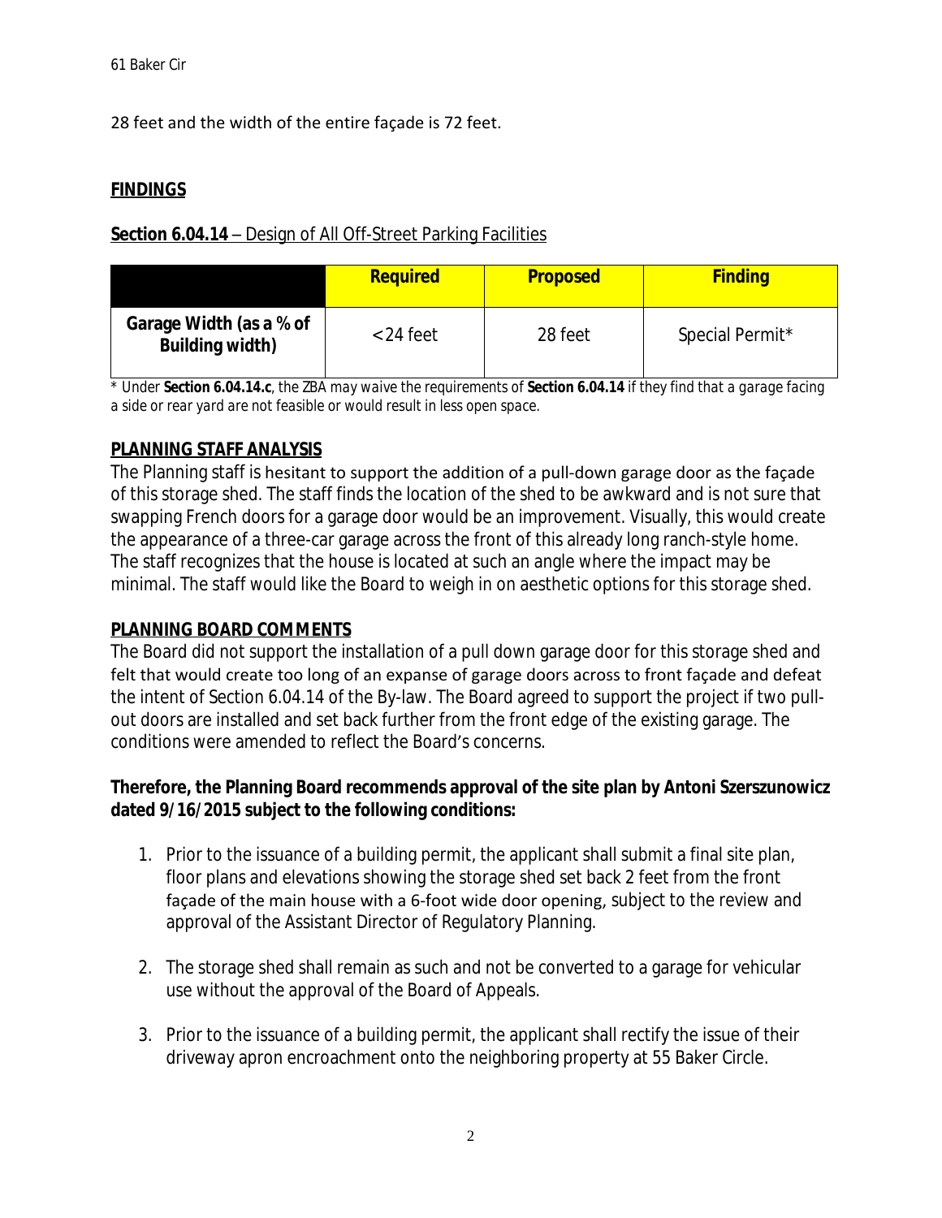28 feet and the width of the entire façade is 72 feet.

## FINDINGS

**Section 6.04.14** – Design of All Off-Street Parking Facilities

| | Required | Proposed | Finding |
|---|---|---|---|
| **Garage Width (as a % of Building width)** | <24 feet | 28 feet | Special Permit* |

*\* Under **Section 6.04.14.c**, the ZBA may waive the requirements of **Section 6.04.14** if they find that a garage facing a side or rear yard are not feasible or would result in less open space.*

## PLANNING STAFF ANALYSIS

The Planning staff is hesitant to support the addition of a pull-down garage door as the façade of this storage shed. The staff finds the location of the shed to be awkward and is not sure that swapping French doors for a garage door would be an improvement. Visually, this would create the appearance of a three-car garage across the front of this already long ranch-style home. The staff recognizes that the house is located at such an angle where the impact may be minimal. The staff would like the Board to weigh in on aesthetic options for this storage shed.

## PLANNING BOARD COMMENTS

The Board did not support the installation of a pull down garage door for this storage shed and felt that would create too long of an expanse of garage doors across to front façade and defeat the intent of Section 6.04.14 of the By-law. The Board agreed to support the project if two pull-out doors are installed and set back further from the front edge of the existing garage. The conditions were amended to reflect the Board's concerns.

**Therefore, the Planning Board recommends approval of the site plan by Antoni Szerszunowicz dated 9/16/2015 subject to the following conditions:**

1. Prior to the issuance of a building permit, the applicant shall submit a final site plan, floor plans and elevations showing the storage shed set back 2 feet from the front façade of the main house with a 6-foot wide door opening, subject to the review and approval of the Assistant Director of Regulatory Planning.

2. The storage shed shall remain as such and not be converted to a garage for vehicular use without the approval of the Board of Appeals.

3. Prior to the issuance of a building permit, the applicant shall rectify the issue of their driveway apron encroachment onto the neighboring property at 55 Baker Circle.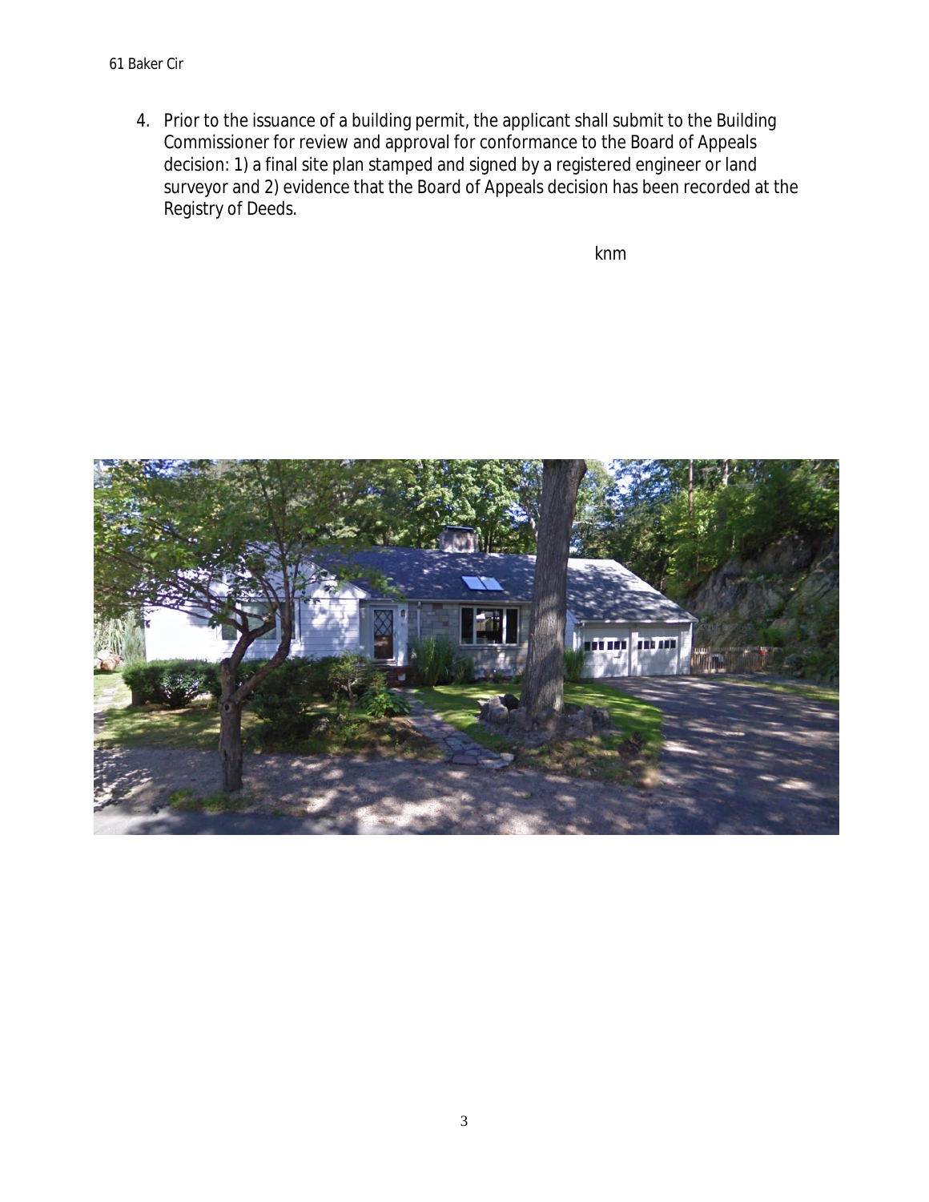4. Prior to the issuance of a building permit, the applicant shall submit to the Building Commissioner for review and approval for conformance to the Board of Appeals decision: 1) a final site plan stamped and signed by a registered engineer or land surveyor and 2) evidence that the Board of Appeals decision has been recorded at the Registry of Deeds.

knm